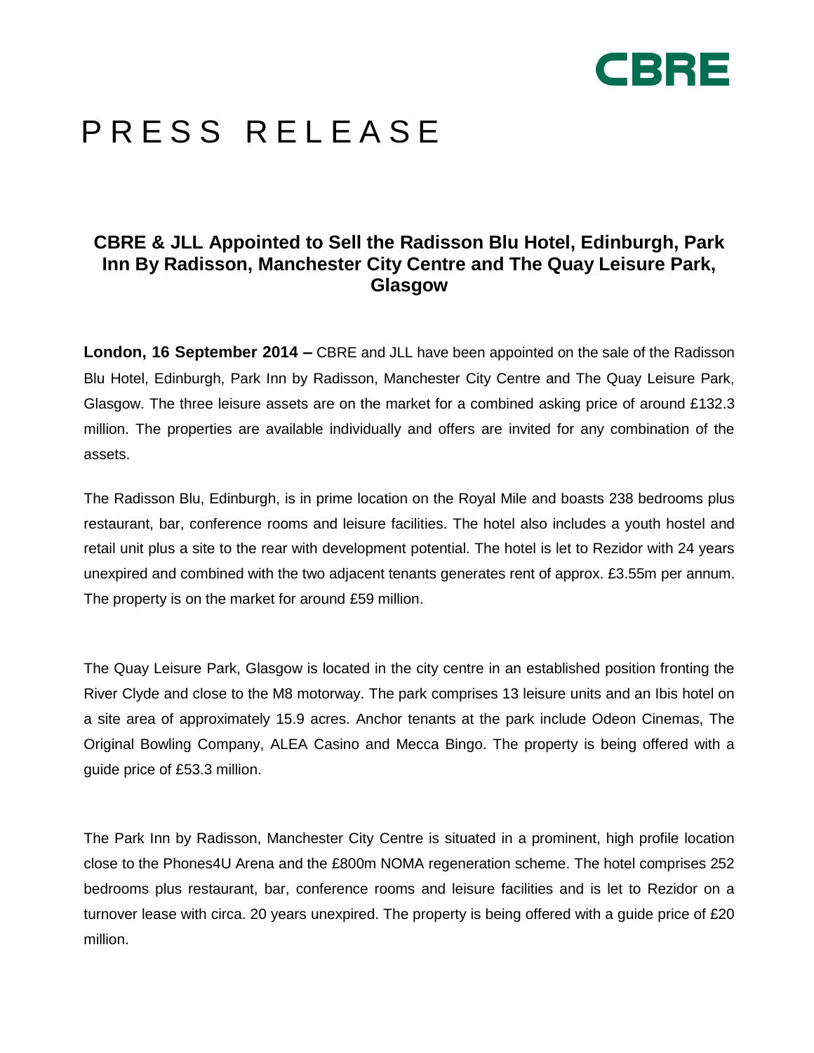CBRE

# PRESS RELEASE

## CBRE & JLL Appointed to Sell the Radisson Blu Hotel, Edinburgh, Park Inn By Radisson, Manchester City Centre and The Quay Leisure Park, Glasgow

**London, 16 September 2014 –** CBRE and JLL have been appointed on the sale of the Radisson Blu Hotel, Edinburgh, Park Inn by Radisson, Manchester City Centre and The Quay Leisure Park, Glasgow. The three leisure assets are on the market for a combined asking price of around £132.3 million. The properties are available individually and offers are invited for any combination of the assets.

The Radisson Blu, Edinburgh, is in prime location on the Royal Mile and boasts 238 bedrooms plus restaurant, bar, conference rooms and leisure facilities. The hotel also includes a youth hostel and retail unit plus a site to the rear with development potential. The hotel is let to Rezidor with 24 years unexpired and combined with the two adjacent tenants generates rent of approx. £3.55m per annum. The property is on the market for around £59 million.

The Quay Leisure Park, Glasgow is located in the city centre in an established position fronting the River Clyde and close to the M8 motorway. The park comprises 13 leisure units and an Ibis hotel on a site area of approximately 15.9 acres. Anchor tenants at the park include Odeon Cinemas, The Original Bowling Company, ALEA Casino and Mecca Bingo. The property is being offered with a guide price of £53.3 million.

The Park Inn by Radisson, Manchester City Centre is situated in a prominent, high profile location close to the Phones4U Arena and the £800m NOMA regeneration scheme. The hotel comprises 252 bedrooms plus restaurant, bar, conference rooms and leisure facilities and is let to Rezidor on a turnover lease with circa. 20 years unexpired. The property is being offered with a guide price of £20 million.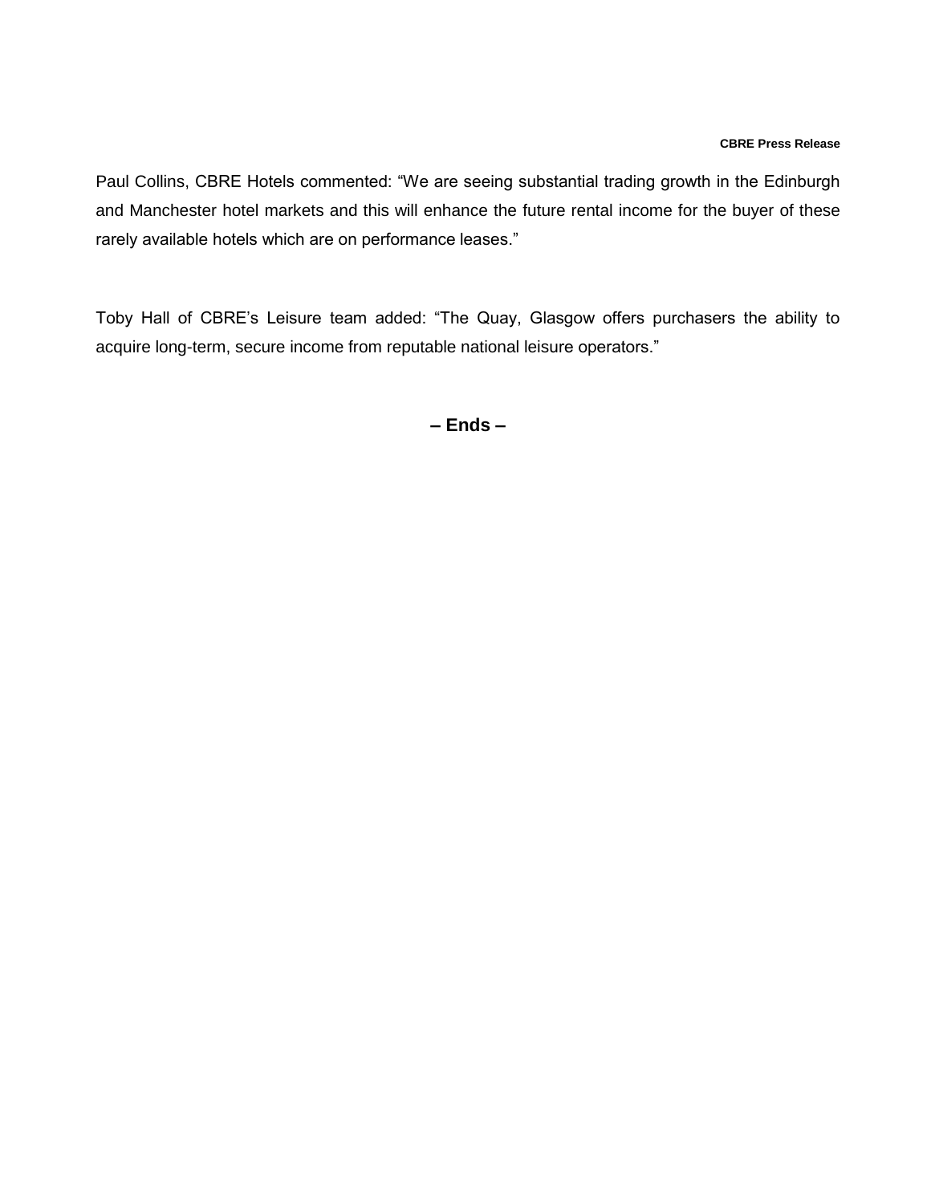Paul Collins, CBRE Hotels commented: “We are seeing substantial trading growth in the Edinburgh and Manchester hotel markets and this will enhance the future rental income for the buyer of these rarely available hotels which are on performance leases.”

Toby Hall of CBRE’s Leisure team added: “The Quay, Glasgow offers purchasers the ability to acquire long-term, secure income from reputable national leisure operators.”

**– Ends –**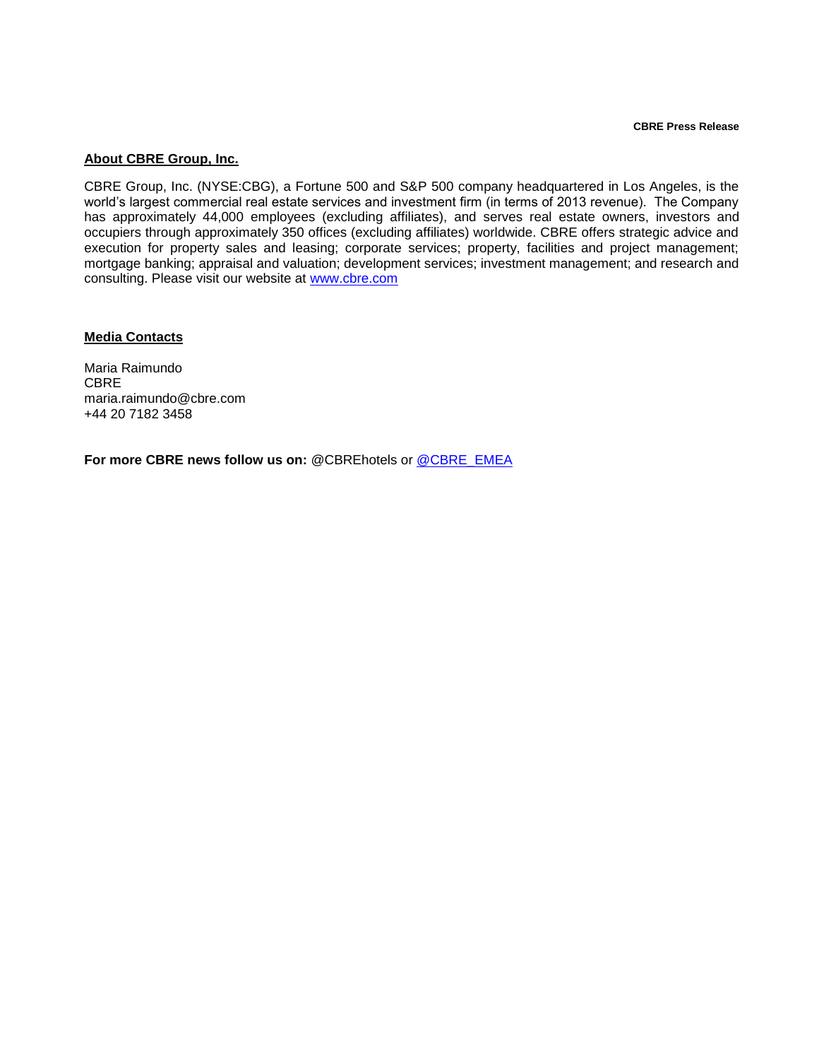## About CBRE Group, Inc.

CBRE Group, Inc. (NYSE:CBG), a Fortune 500 and S&P 500 company headquartered in Los Angeles, is the world's largest commercial real estate services and investment firm (in terms of 2013 revenue). The Company has approximately 44,000 employees (excluding affiliates), and serves real estate owners, investors and occupiers through approximately 350 offices (excluding affiliates) worldwide. CBRE offers strategic advice and execution for property sales and leasing; corporate services; property, facilities and project management; mortgage banking; appraisal and valuation; development services; investment management; and research and consulting. Please visit our website at www.cbre.com

## Media Contacts

Maria Raimundo
CBRE
maria.raimundo@cbre.com
+44 20 7182 3458

**For more CBRE news follow us on:** @CBREhotels or @CBRE_EMEA